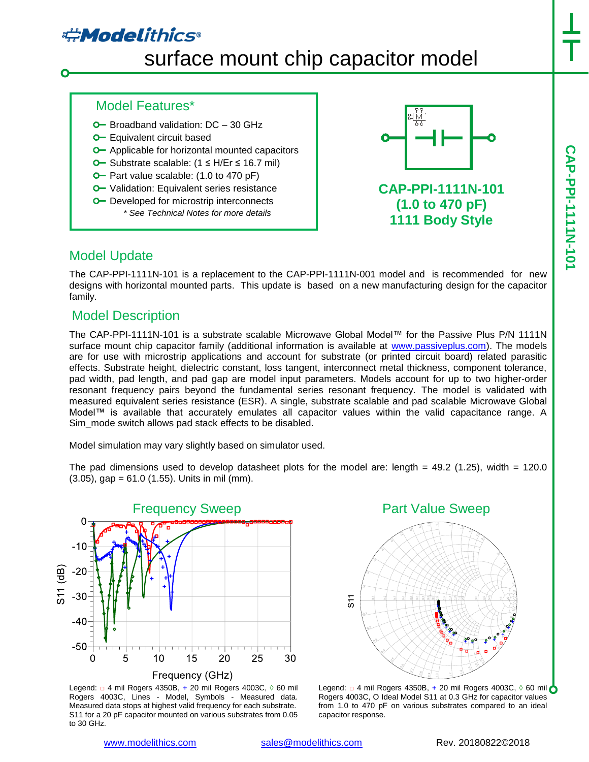# Modelithics®

## surface mount chip capacitor model

### Model Features*

- Broadband validation: DC – 30 GHz
- Equivalent circuit based
- Applicable for horizontal mounted capacitors
- Substrate scalable: (1 ≤ H/Er ≤ 16.7 mil)
- Part value scalable: (1.0 to 470 pF)
- Validation: Equivalent series resistance
- Developed for microstrip interconnects

*\* See Technical Notes for more details*

**CAP-PPI-1111N-101**
**(1.0 to 470 pF)**
**1111 Body Style**

## Model Update

The CAP-PPI-1111N-101 is a replacement to the CAP-PPI-1111N-001 model and is recommended for new designs with horizontal mounted parts. This update is based on a new manufacturing design for the capacitor family.

## Model Description

The CAP-PPI-1111N-101 is a substrate scalable Microwave Global Model™ for the Passive Plus P/N 1111N surface mount chip capacitor family (additional information is available at www.passiveplus.com). The models are for use with microstrip applications and account for substrate (or printed circuit board) related parasitic effects. Substrate height, dielectric constant, loss tangent, interconnect metal thickness, component tolerance, pad width, pad length, and pad gap are model input parameters. Models account for up to two higher-order resonant frequency pairs beyond the fundamental series resonant frequency. The model is validated with measured equivalent series resistance (ESR). A single, substrate scalable and pad scalable Microwave Global Model™ is available that accurately emulates all capacitor values within the valid capacitance range. A Sim_mode switch allows pad stack effects to be disabled.

Model simulation may vary slightly based on simulator used.

The pad dimensions used to develop datasheet plots for the model are: length = 49.2 (1.25), width = 120.0 (3.05), gap = 61.0 (1.55). Units in mil (mm).

### Frequency Sweep

Legend: □ 4 mil Rogers 4350B, + 20 mil Rogers 4003C, ◊ 60 mil Rogers 4003C, Lines - Model, Symbols - Measured data. Measured data stops at highest valid frequency for each substrate. S11 for a 20 pF capacitor mounted on various substrates from 0.05 to 30 GHz.

### Part Value Sweep

Legend: □ 4 mil Rogers 4350B, + 20 mil Rogers 4003C, ◊ 60 mil Rogers 4003C, O Ideal Model S11 at 0.3 GHz for capacitor values from 1.0 to 470 pF on various substrates compared to an ideal capacitor response.

www.modelithics.com sales@modelithics.com Rev. 20180822©2018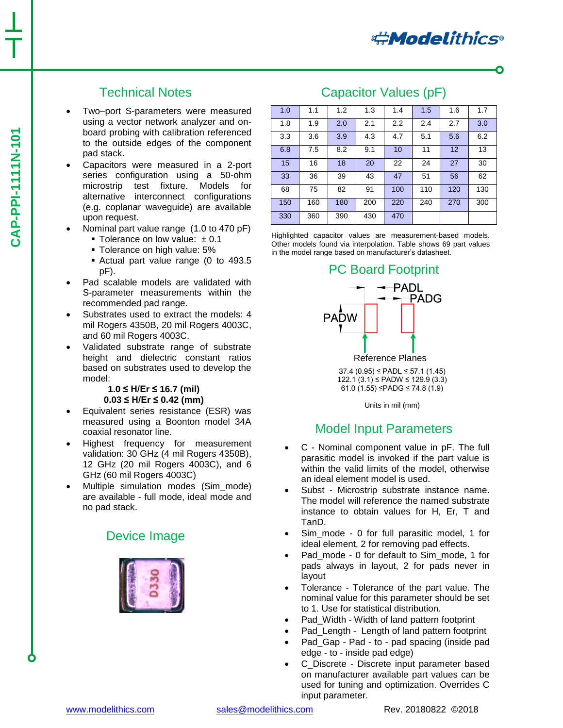## Technical Notes

- Two–port S-parameters were measured using a vector network analyzer and on-board probing with calibration referenced to the outside edges of the component pad stack.
- Capacitors were measured in a 2-port series configuration using a 50-ohm microstrip test fixture. Models for alternative interconnect configurations (e.g. coplanar waveguide) are available upon request.
- Nominal part value range (1.0 to 470 pF)
  - Tolerance on low value: ± 0.1
  - Tolerance on high value: 5%
  - Actual part value range (0 to 493.5 pF).
- Pad scalable models are validated with S-parameter measurements within the recommended pad range.
- Substrates used to extract the models: 4 mil Rogers 4350B, 20 mil Rogers 4003C, and 60 mil Rogers 4003C.
- Validated substrate range of substrate height and dielectric constant ratios based on substrates used to develop the model:

  **1.0 ≤ H/Er ≤ 16.7 (mil)**

  **0.03 ≤ H/Er ≤ 0.42 (mm)**
- Equivalent series resistance (ESR) was measured using a Boonton model 34A coaxial resonator line.
- Highest frequency for measurement validation: 30 GHz (4 mil Rogers 4350B), 12 GHz (20 mil Rogers 4003C), and 6 GHz (60 mil Rogers 4003C)
- Multiple simulation modes (Sim_mode) are available - full mode, ideal mode and no pad stack.

## Device Image

## Capacitor Values (pF)

| | | | | | | | |
|---|---|---|---|---|---|---|---|
| 1.0 | 1.1 | 1.2 | 1.3 | 1.4 | 1.5 | 1.6 | 1.7 |
| 1.8 | 1.9 | 2.0 | 2.1 | 2.2 | 2.4 | 2.7 | 3.0 |
| 3.3 | 3.6 | 3.9 | 4.3 | 4.7 | 5.1 | 5.6 | 6.2 |
| 6.8 | 7.5 | 8.2 | 9.1 | 10 | 11 | 12 | 13 |
| 15 | 16 | 18 | 20 | 22 | 24 | 27 | 30 |
| 33 | 36 | 39 | 43 | 47 | 51 | 56 | 62 |
| 68 | 75 | 82 | 91 | 100 | 110 | 120 | 130 |
| 150 | 160 | 180 | 200 | 220 | 240 | 270 | 300 |
| 330 | 360 | 390 | 430 | 470 | | | |

Highlighted capacitor values are measurement-based models. Other models found via interpolation. Table shows 69 part values in the model range based on manufacturer's datasheet.

## PC Board Footprint

PADL, PADG, PADW, Reference Planes

37.4 (0.95) ≤ PADL ≤ 57.1 (1.45)
122.1 (3.1) ≤ PADW ≤ 129.9 (3.3)
61.0 (1.55) ≤PADG ≤ 74.8 (1.9)

Units in mil (mm)

## Model Input Parameters

- C - Nominal component value in pF. The full parasitic model is invoked if the part value is within the valid limits of the model, otherwise an ideal element model is used.
- Subst - Microstrip substrate instance name. The model will reference the named substrate instance to obtain values for H, Er, T and TanD.
- Sim_mode - 0 for full parasitic model, 1 for ideal element, 2 for removing pad effects.
- Pad_mode - 0 for default to Sim_mode, 1 for pads always in layout, 2 for pads never in layout
- Tolerance - Tolerance of the part value. The nominal value for this parameter should be set to 1. Use for statistical distribution.
- Pad_Width - Width of land pattern footprint
- Pad_Length - Length of land pattern footprint
- Pad_Gap - Pad - to - pad spacing (inside pad edge - to - inside pad edge)
- C_Discrete - Discrete input parameter based on manufacturer available part values can be used for tuning and optimization. Overrides C input parameter.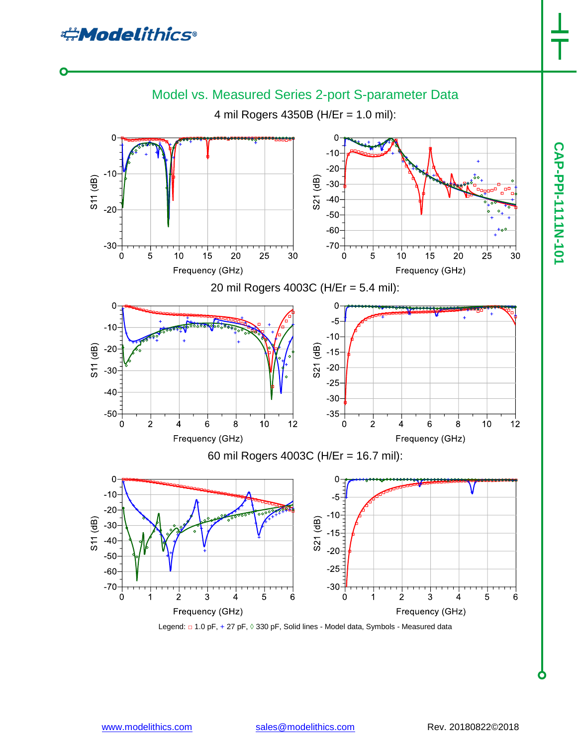## Model vs. Measured Series 2-port S-parameter Data

4 mil Rogers 4350B (H/Er = 1.0 mil):

20 mil Rogers 4003C (H/Er = 5.4 mil):

60 mil Rogers 4003C (H/Er = 16.7 mil):

Legend: □ 1.0 pF, + 27 pF, ◊ 330 pF, Solid lines - Model data, Symbols - Measured data

[www.modelithics.com](http://www.modelithics.com) [sales@modelithics.com](mailto:sales@modelithics.com) Rev. 20180822©2018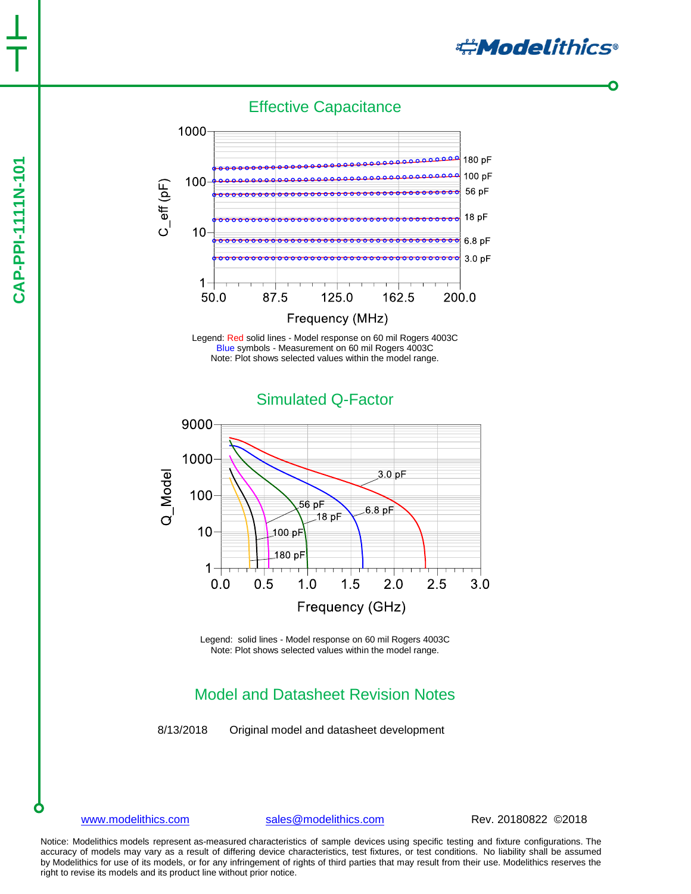## Effective Capacitance

Legend: Red solid lines - Model response on 60 mil Rogers 4003C
Blue symbols - Measurement on 60 mil Rogers 4003C
Note: Plot shows selected values within the model range.

## Simulated Q-Factor

Legend: solid lines - Model response on 60 mil Rogers 4003C
Note: Plot shows selected values within the model range.

## Model and Datasheet Revision Notes

8/13/2018 Original model and datasheet development

www.modelithics.com sales@modelithics.com Rev. 20180822 ©2018

Notice: Modelithics models represent as-measured characteristics of sample devices using specific testing and fixture configurations. The accuracy of models may vary as a result of differing device characteristics, test fixtures, or test conditions. No liability shall be assumed by Modelithics for use of its models, or for any infringement of rights of third parties that may result from their use. Modelithics reserves the right to revise its models and its product line without prior notice.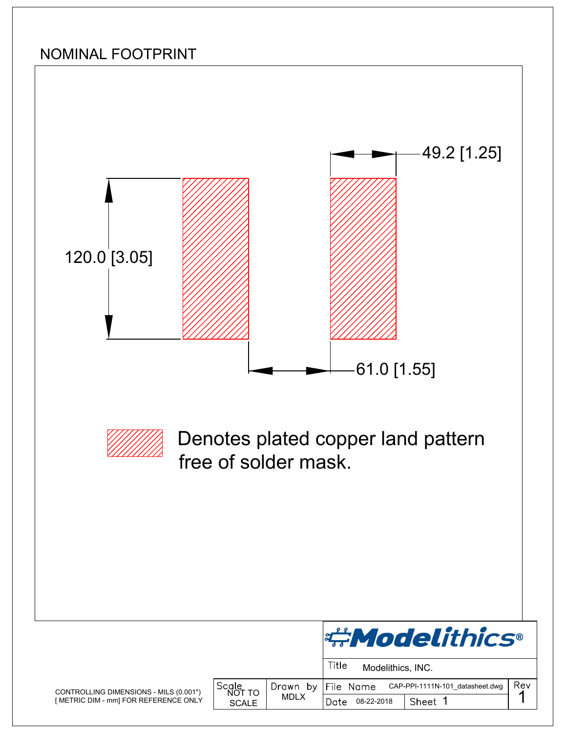## NOMINAL FOOTPRINT

49.2 [1.25]

120.0 [3.05]

61.0 [1.55]

Denotes plated copper land pattern free of solder mask.

CONTROLLING DIMENSIONS - MILS (0.001")
[ METRIC DIM - mm] FOR REFERENCE ONLY

| | | | | |
|---|---|---|---|---|
| Scale NOT TO SCALE | Drawn by MDLX | Title: Modelithics, INC. | | |
| | | File Name: CAP-PPI-1111N-101_datasheet.dwg | | Rev 1 |
| | | Date: 08-22-2018 | Sheet 1 | |